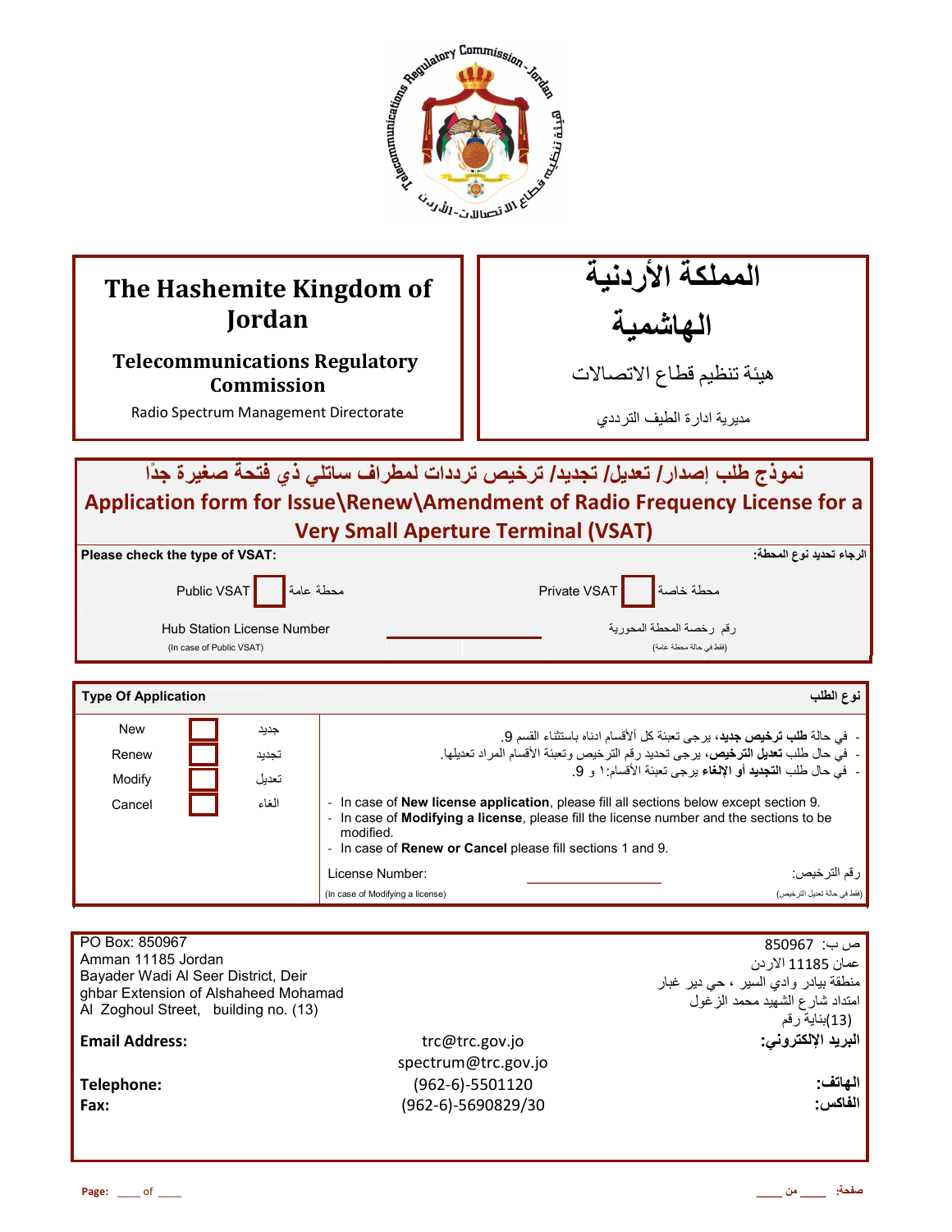# The Hashemite Kingdom of Jordan

## Telecommunications Regulatory Commission

Radio Spectrum Management Directorate

# المملكة الأردنية الهاشمية

## هيئة تنظيم قطاع الاتصالات

مديرية ادارة الطيف الترددي

## نموذج طلب إصدار/ تعديل/ تجديد/ ترخيص ترددات لمطراف ساتلي ذي فتحة صغيرة جدًا

## Application form for Issue\Renew\Amendment of Radio Frequency License for a Very Small Aperture Terminal (VSAT)

**Please check the type of VSAT:** | **الرجاء تحديد نوع المحطة:**

Public VSAT ☐ محطة عامة — Private VSAT ☐ محطة خاصة

Hub Station License Number ____________ رقم رخصة المحطة المحورية

(In case of Public VSAT) (فقط في حالة محطة عامة)

| **Type Of Application** | | | **نوع الطلب** |
|---|---|---|---|
| New | ☐ | جديد | - في حالة **طلب ترخيص جديد**، يرجى تعبئة كل ألأقسام ادناه باستثناء القسم 9. |
| Renew | ☐ | تجديد | - في حال طلب **تعديل الترخيص**، يرجى تحديد رقم الترخيص وتعبئة الأقسام المراد تعديلها. |
| Modify | ☐ | تعديل | - في حال طلب **التجديد أو الإلغاء** يرجى تعبئة الأقسام:١ و 9. |
| Cancel | ☐ | الغاء | |

- In case of **New license application**, please fill all sections below except section 9.
- In case of **Modifying a license**, please fill the license number and the sections to be modified.
- In case of **Renew or Cancel** please fill sections 1 and 9.

License Number: ____________________ رقم الترخيص:

(In case of Modifying a license) (فقط في حالة تعديل الترخيص)

PO Box: 850967
Amman 11185 Jordan
Bayader Wadi Al Seer District, Deir ghbar Extension of Alshaheed Mohamad Al Zoghoul Street, building no. (13)

ص ب: 850967
عمان 11185 الاردن
منطقة بيادر وادي السير ، حي دير غبار
امتداد شارع الشهيد محمد الزغول
(13)بناية رقم

**Email Address:** trc@trc.gov.jo, spectrum@trc.gov.jo **البريد الإلكتروني:**

**Telephone:** (962-6)-5501120 **الهاتف:**

**Fax:** (962-6)-5690829/30 **الفاكس:**

**Page:** ____ of ____ **صفحة:** ____ من ____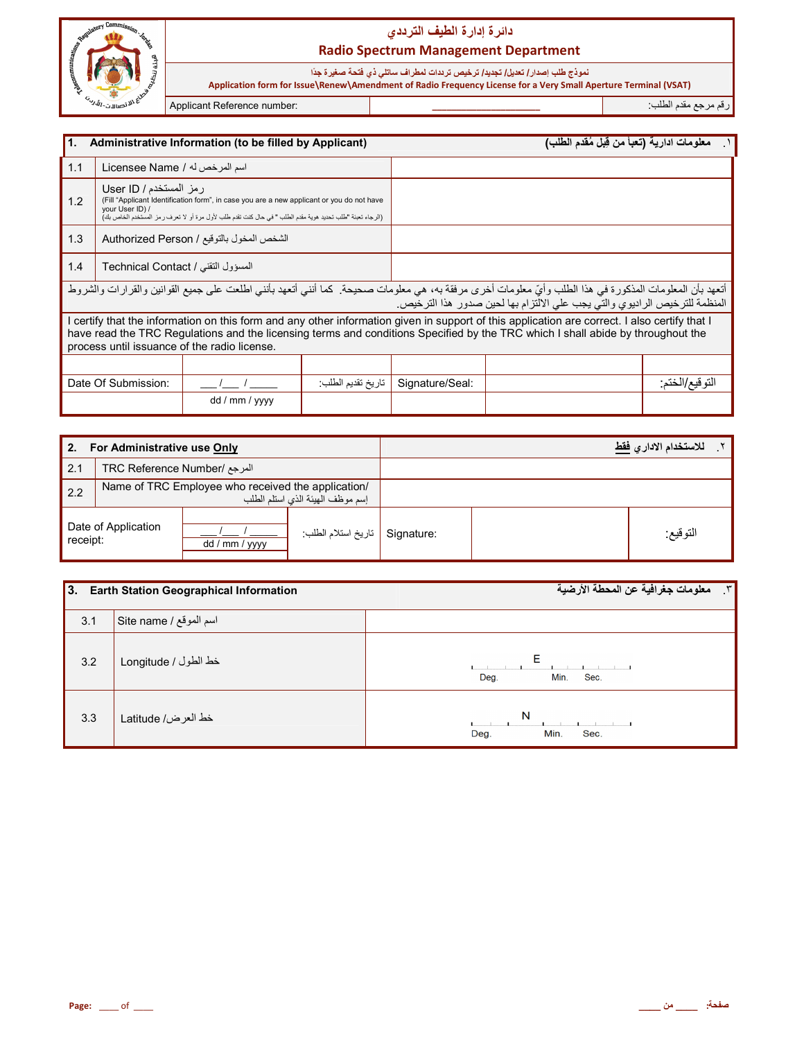## دائرة إدارة الطيف الترددي

## Radio Spectrum Management Department

نموذج طلب إصدار/ تعديل/ تجديد/ ترخيص ترددات لمطراف ساتلي ذي فتحة صغيرة جدا

**Application form for Issue\Renew\Amendment of Radio Frequency License for a Very Small Aperture Terminal (VSAT)**

| Applicant Reference number: | ____________________ | رقم مرجع مقدم الطلب: |
|---|---|---|

| **1. Administrative Information (to be filled by Applicant)** | **١. معلومات ادارية (تعبأ من قِبل مُقدم الطلب)** |
|---|---|
| 1.1 Licensee Name / اسم المرخص له | |
| 1.2 User ID / رمز المستخدم<br>(Fill "Applicant Identification form", in case you are a new applicant or you do not have your User ID) /<br>(الرجاء تعبئة "طلب تحديد هوية مقدم الطلب" في حال كنت تقدم طلب لأول مرة أو لا تعرف رمز المستخدم الخاص بك) | |
| 1.3 Authorized Person / الشخص المخول بالتوقيع | |
| 1.4 Technical Contact / المسؤول التقني | |

أتعهد بأن المعلومات المذكورة في هذا الطلب وأيّ معلومات أخرى مرفقة به، هي معلومات صحيحة. كما أنني أتعهد بأنني اطلعت على جميع القوانين والقرارات والشروط المنظمة للترخيص الراديوي والتي يجب علي الالتزام بها لحين صدور هذا الترخيص.

I certify that the information on this form and any other information given in support of this application are correct. I also certify that I have read the TRC Regulations and the licensing terms and conditions Specified by the TRC which I shall abide by throughout the process until issuance of the radio license.

| Date Of Submission: | ___/___ / _____<br>dd / mm / yyyy | تاريخ تقديم الطلب: | Signature/Seal: | | التوقيع/الختم: |
|---|---|---|---|---|---|

| **2. For Administrative use Only** | **٢. للاستخدام الاداري فقط** |
|---|---|
| 2.1 TRC Reference Number/ المرجع | |
| 2.2 Name of TRC Employee who received the application/ إسم موظف الهيئة الذي استلم الطلب | |

| Date of Application receipt: | ___/___ / _____<br>dd / mm / yyyy | تاريخ استلام الطلب: | Signature: | | التوقيع: |
|---|---|---|---|---|---|

| **3. Earth Station Geographical Information** | | **٣. معلومات جغرافية عن المحطة الأرضية** |
|---|---|---|
| 3.1 | Site name / اسم الموقع | |
| 3.2 | Longitude / خط الطول | E — Deg. Min. Sec. |
| 3.3 | Latitude /خط العرض | N — Deg. Min. Sec. |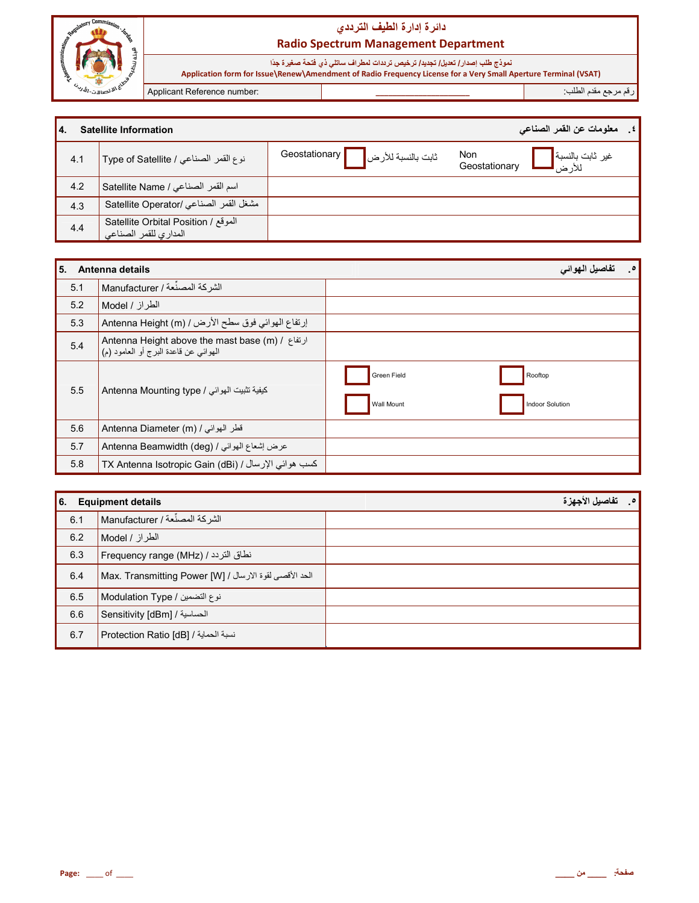# دائرة إدارة الطيف الترددي
## Radio Spectrum Management Department

نموذج طلب إصدار/ تعديل/ تجديد/ ترخيص ترددات لمطراف ساتلي ذي فتحة صغيرة جدا

**Application form for Issue\Renew\Amendment of Radio Frequency License for a Very Small Aperture Terminal (VSAT)**

| Applicant Reference number: | ___________________ | رقم مرجع مقدم الطلب: |
|---|---|---|

| **4. Satellite Information** | | **٤. معلومات عن القمر الصناعي** |
|---|---|---|
| 4.1 | Type of Satellite / نوع القمر الصناعي | Geostationary ☐ ثابت بالنسبة للأرض &nbsp;&nbsp; Non Geostationary ☐ غير ثابت بالنسبة للأرض |
| 4.2 | Satellite Name / اسم القمر الصناعي | |
| 4.3 | Satellite Operator/ مشغل القمر الصناعي | |
| 4.4 | Satellite Orbital Position / الموقع المداري للقمر الصناعي | |

| **5. Antenna details** | | **٥. تفاصيل الهوائي** |
|---|---|---|
| 5.1 | Manufacturer / الشركة المصنّعة | |
| 5.2 | Model / الطراز | |
| 5.3 | Antenna Height (m) / إرتفاع الهوائي فوق سطح الأرض | |
| 5.4 | Antenna Height above the mast base (m) / ارتفاع الهوائي عن قاعدة البرج أو العامود (م) | |
| 5.5 | Antenna Mounting type / كيفية تثبيت الهوائي | ☐ Green Field &nbsp;&nbsp; ☐ Rooftop &nbsp;&nbsp; ☐ Wall Mount &nbsp;&nbsp; ☐ Indoor Solution |
| 5.6 | Antenna Diameter (m) / قطر الهوائي | |
| 5.7 | Antenna Beamwidth (deg) / عرض إشعاع الهوائي | |
| 5.8 | TX Antenna Isotropic Gain (dBi) / كسب هوائي الإرسال | |

| **6. Equipment details** | | **٥. تفاصيل الأجهزة** |
|---|---|---|
| 6.1 | Manufacturer / الشركة المصنّعة | |
| 6.2 | Model / الطراز | |
| 6.3 | Frequency range (MHz) / نطاق التردد | |
| 6.4 | Max. Transmitting Power [W] / الحد الأقصى لقوة الارسال | |
| 6.5 | Modulation Type / نوع التضمين | |
| 6.6 | Sensitivity [dBm] / الحساسية | |
| 6.7 | Protection Ratio [dB] / نسبة الحماية | |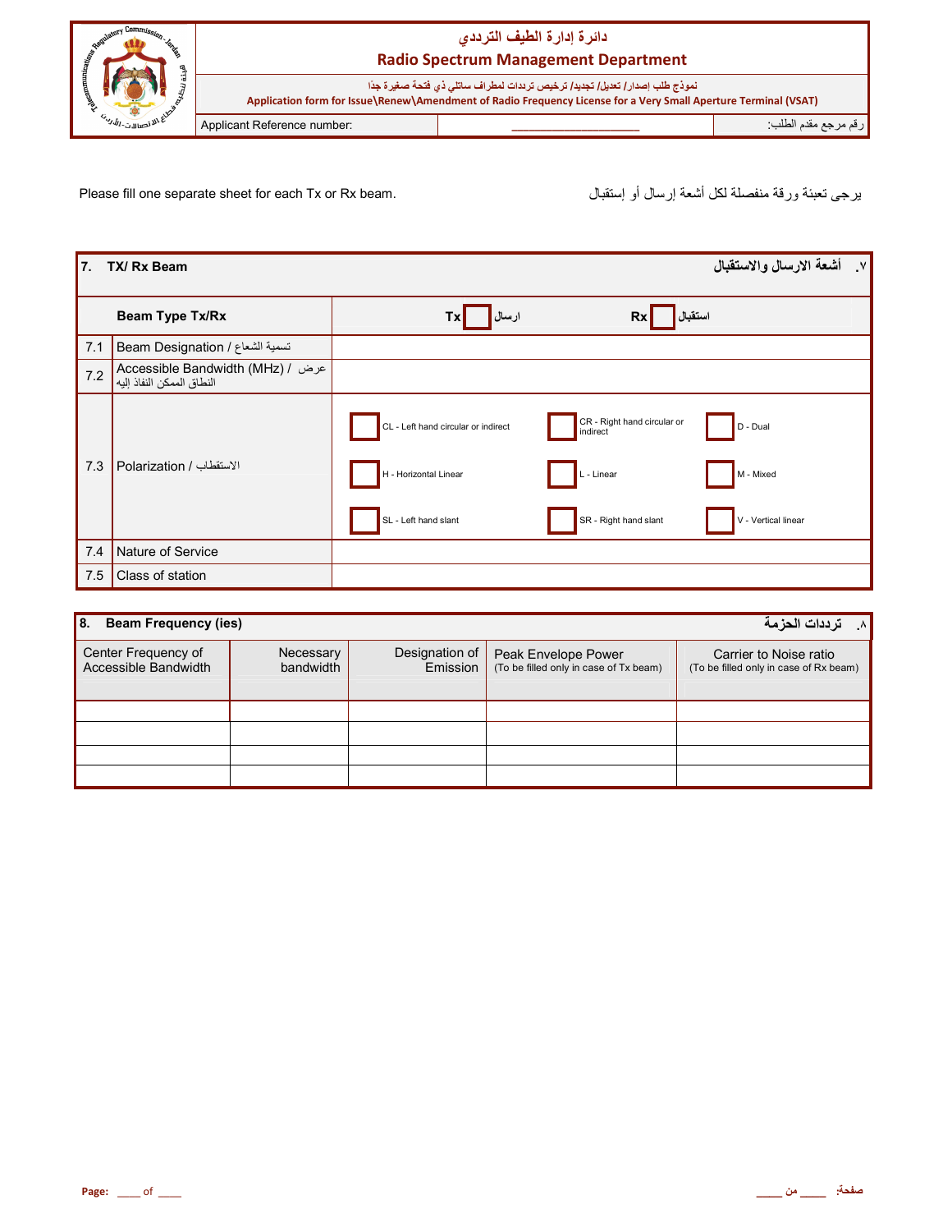| دائرة إدارة الطيف الترددي<br>Radio Spectrum Management Department | |
|---|---|
| نموذج طلب إصدار/ تعديل/ تجديد/ ترخيص ترددات لمطراف ساتلي ذي فتحة صغيرة جدا<br>Application form for Issue\Renew\Amendment of Radio Frequency License for a Very Small Aperture Terminal (VSAT) | |
| Applicant Reference number: ____________________ | رقم مرجع مقدم الطلب: |

Please fill one separate sheet for each Tx or Rx beam.

يرجى تعبئة ورقة منفصلة لكل أشعة إرسال أو إستقبال

| 7. TX/ Rx Beam | | ٧. أشعة الارسال والاستقبال |
|---|---|---|
| | **Beam Type Tx/Rx** | **Tx** ☐ ارسال **Rx** ☐ استقبال |
| 7.1 | Beam Designation / تسمية الشعاع | |
| 7.2 | Accessible Bandwidth (MHz) / عرض النطاق الممكن النفاذ إليه | |
| 7.3 | Polarization / الاستقطاب | ☐ CL - Left hand circular or indirect ☐ CR - Right hand circular or indirect ☐ D - Dual<br>☐ H - Horizontal Linear ☐ L - Linear ☐ M - Mixed<br>☐ SL - Left hand slant ☐ SR - Right hand slant ☐ V - Vertical linear |
| 7.4 | Nature of Service | |
| 7.5 | Class of station | |

**8. Beam Frequency (ies)** ٨. ترددات الحزمة

| Center Frequency of Accessible Bandwidth | Necessary bandwidth | Designation of Emission | Peak Envelope Power (To be filled only in case of Tx beam) | Carrier to Noise ratio (To be filled only in case of Rx beam) |
|---|---|---|---|---|
| | | | | |
| | | | | |
| | | | | |
| | | | | |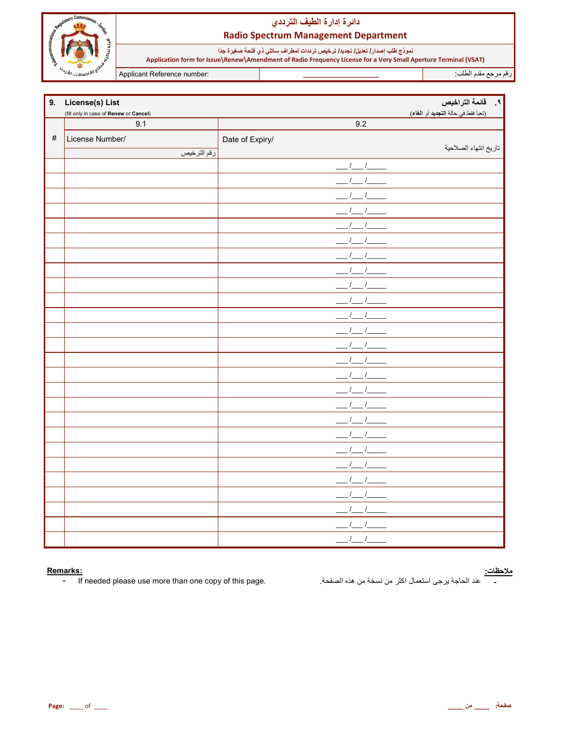# دائرة إدارة الطيف الترددي

## Radio Spectrum Management Department

نموذج طلب إصدار/ تعديل/ تجديد/ ترخيص ترددات لمطراف ساتلي ذي فتحة صغيرة جدا

**Application form for Issue\Renew\Amendment of Radio Frequency License for a Very Small Aperture Terminal (VSAT)**

| Applicant Reference number: | ____________________ | رقم مرجع مقدم الطلب: |
|---|---|---|

### 9. License(s) List — ٩. قائمة التراخيص

(fill only in case of **Renew** or **Cancel**) — (تعبأ فقط في حالة **التجديد** أو **الغاء**)

| # | 9.1 | 9.2 |
|---|---|---|
| | License Number/ رقم الترخيص | Date of Expiry/ تاريخ انتهاء الصلاحية |
| | | ___/___/_____ |
| | | ___/___/_____ |
| | | ___/___/_____ |
| | | ___/___/_____ |
| | | ___/___/_____ |
| | | ___/___/_____ |
| | | ___/___/_____ |
| | | ___/___/_____ |
| | | ___/___/_____ |
| | | ___/___/_____ |
| | | ___/___/_____ |
| | | ___/___/_____ |
| | | ___/___/_____ |
| | | ___/___/_____ |
| | | ___/___/_____ |
| | | ___/___/_____ |
| | | ___/___/_____ |
| | | ___/___/_____ |
| | | ___/___/_____ |
| | | ___/___/_____ |
| | | ___/___/_____ |
| | | ___/___/_____ |
| | | ___/___/_____ |
| | | ___/___/_____ |
| | | ___/___/_____ |
| | | ___/___/_____ |

**Remarks:**

- If needed please use more than one copy of this page.

**ملاحظات:**

- عند الحاجة يرجى استعمال اكثر من نسخة من هذه الصفحة.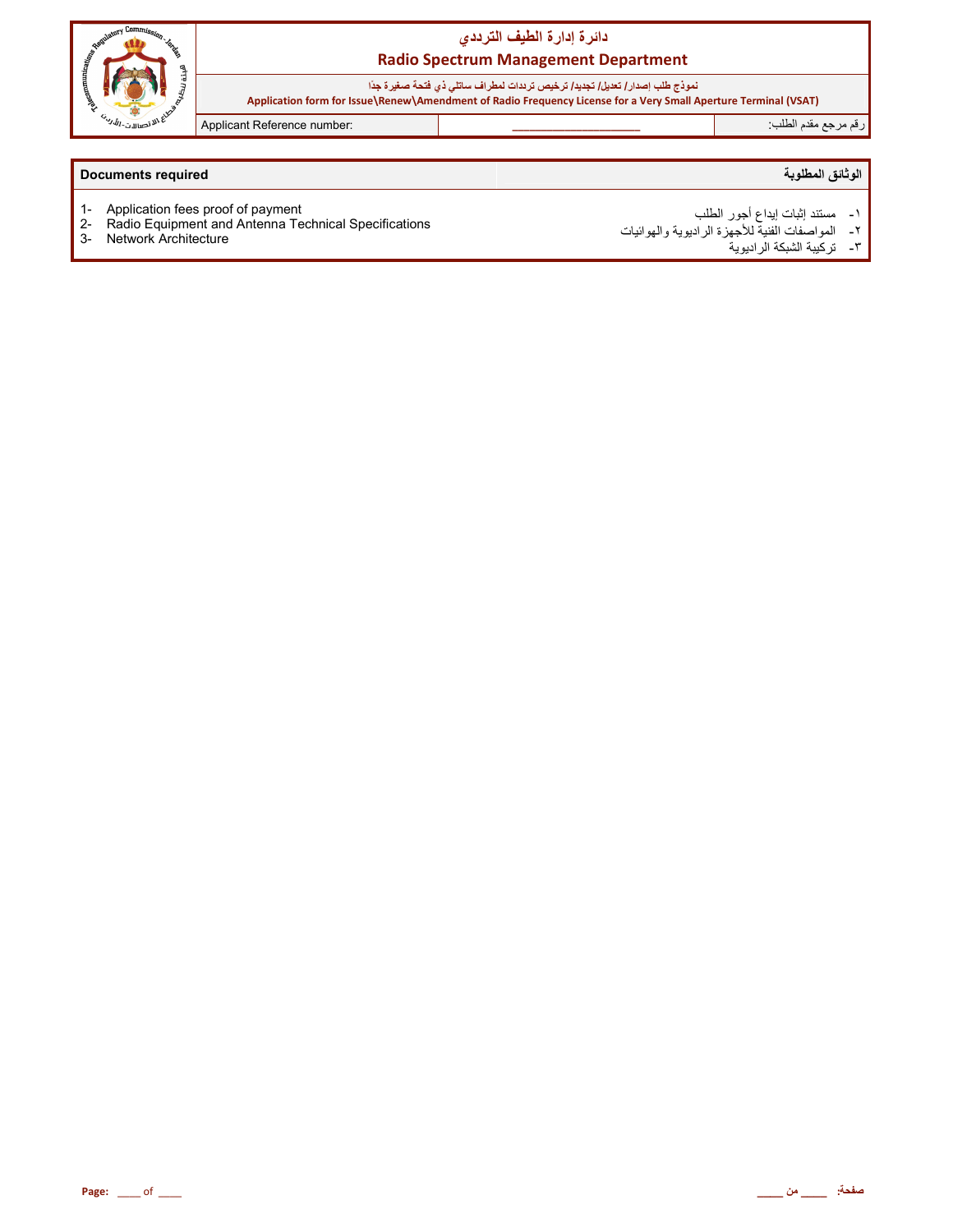| Documents required | الوثائق المطلوبة |
| --- | --- |
| 1- Application fees proof of payment<br>2- Radio Equipment and Antenna Technical Specifications<br>3- Network Architecture | ١- مستند إثبات إيداع أجور الطلب<br>٢- المواصفات الفنية للأجهزة الراديوية والهوائيات<br>٣- تركيبة الشبكة الراديوية |